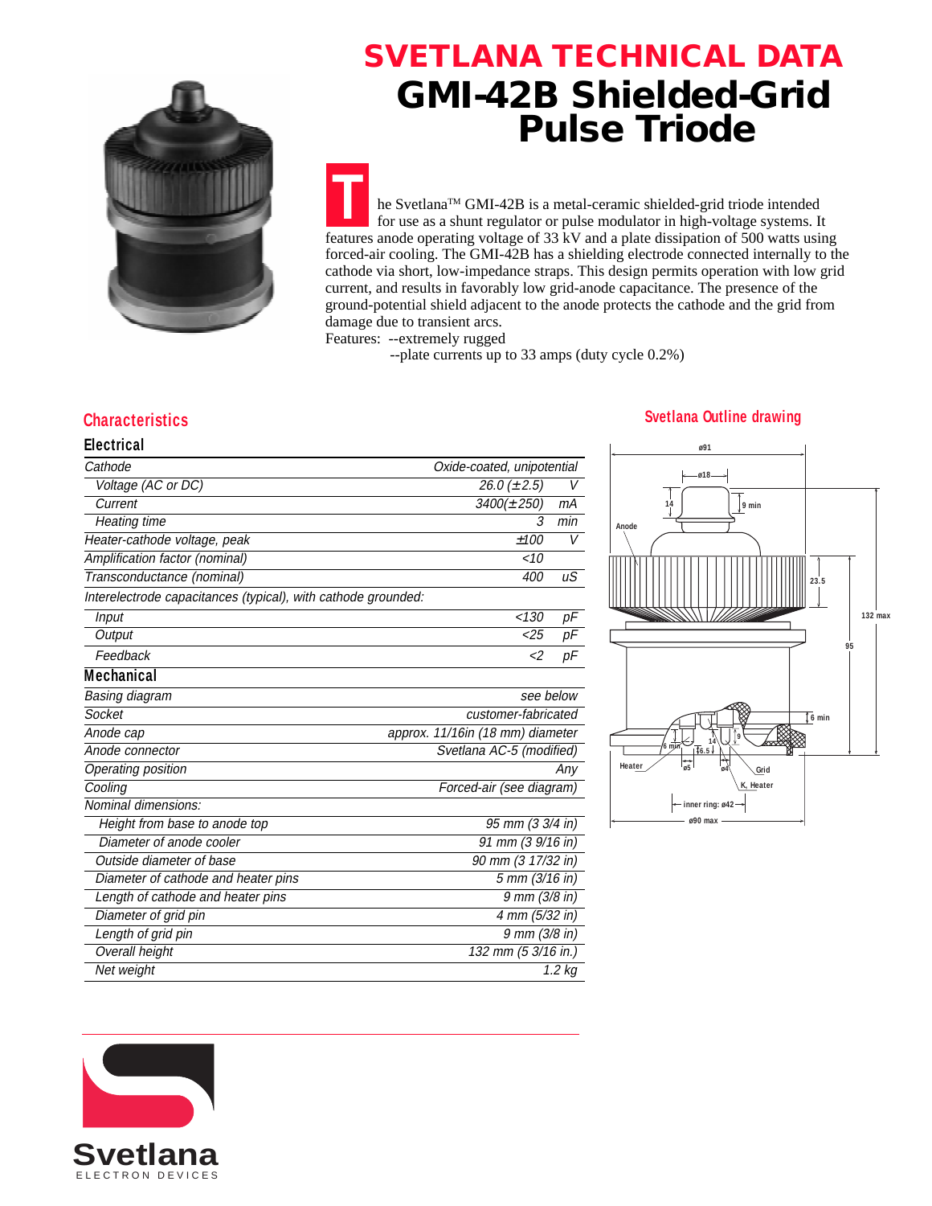# SVETLANA TECHNICAL DATA

# GMI-42B Shielded-Grid Pulse Triode

The Svetlana™ GMI-42B is a metal-ceramic shielded-grid triode intended for use as a shunt regulator or pulse modulator in high-voltage systems. It features anode operating voltage of 33 kV and a plate dissipation of 500 watts using forced-air cooling. The GMI-42B has a shielding electrode connected internally to the cathode via short, low-impedance straps. This design permits operation with low grid current, and results in favorably low grid-anode capacitance. The presence of the ground-potential shield adjacent to the anode protects the cathode and the grid from damage due to transient arcs.

Features: --extremely rugged
--plate currents up to 33 amps (duty cycle 0.2%)

## Characteristics

### Electrical

| | | |
|---|---|---|
| *Cathode* | *Oxide-coated, unipotential* | |
| *Voltage (AC or DC)* | *26.0 (±2.5)* | *V* |
| *Current* | *3400(±250)* | *mA* |
| *Heating time* | *3* | *min* |
| *Heater-cathode voltage, peak* | *±100* | *V* |
| *Amplification factor (nominal)* | *<10* | |
| *Transconductance (nominal)* | *400* | *uS* |
| *Interelectrode capacitances (typical), with cathode grounded:* | | |
| *Input* | *<130* | *pF* |
| *Output* | *<25* | *pF* |
| *Feedback* | *<2* | *pF* |

### Mechanical

| | |
|---|---|
| *Basing diagram* | *see below* |
| *Socket* | *customer-fabricated* |
| *Anode cap* | *approx. 11/16in (18 mm) diameter* |
| *Anode connector* | *Svetlana AC-5 (modified)* |
| *Operating position* | *Any* |
| *Cooling* | *Forced-air (see diagram)* |
| *Nominal dimensions:* | |
| *Height from base to anode top* | *95 mm (3 3/4 in)* |
| *Diameter of anode cooler* | *91 mm (3 9/16 in)* |
| *Outside diameter of base* | *90 mm (3 17/32 in)* |
| *Diameter of cathode and heater pins* | *5 mm (3/16 in)* |
| *Length of cathode and heater pins* | *9 mm (3/8 in)* |
| *Diameter of grid pin* | *4 mm (5/32 in)* |
| *Length of grid pin* | *9 mm (3/8 in)* |
| *Overall height* | *132 mm (5 3/16 in.)* |
| *Net weight* | *1.2 kg* |

## Svetlana Outline drawing

Svetlana ELECTRON DEVICES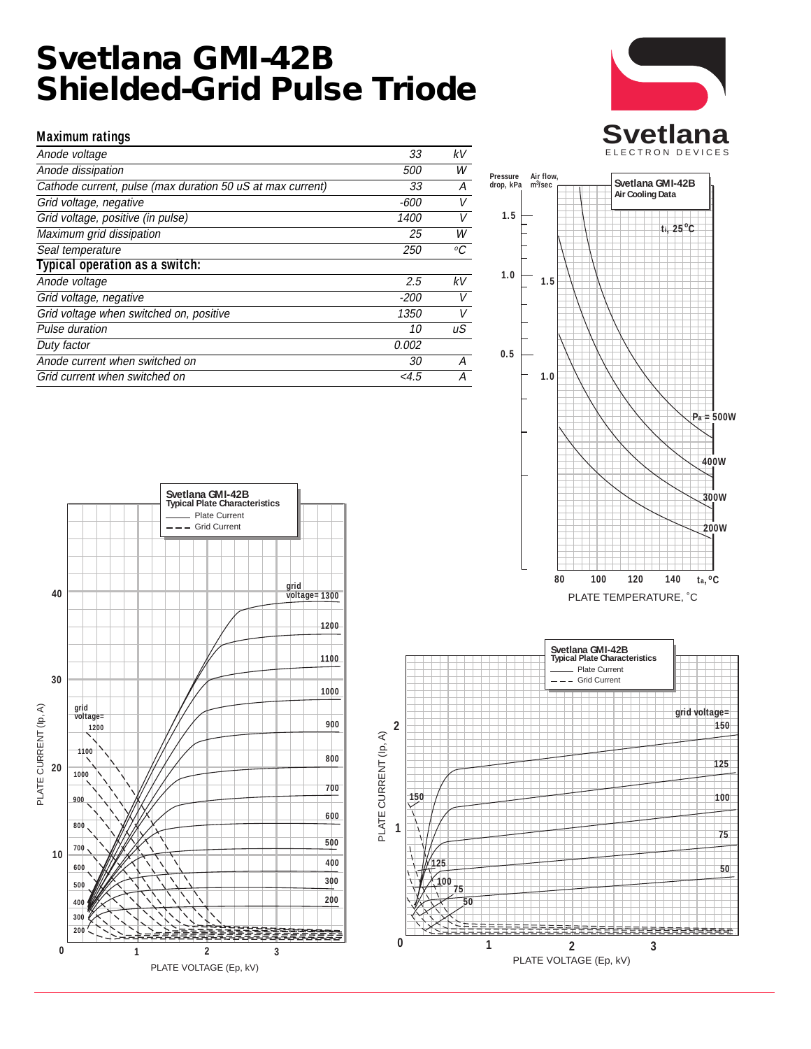# Svetlana GMI-42B Shielded-Grid Pulse Triode

Svetlana
ELECTRON DEVICES

## Maximum ratings

| | | |
|---|---|---|
| Anode voltage | 33 | kV |
| Anode dissipation | 500 | W |
| Cathode current, pulse (max duration 50 uS at max current) | 33 | A |
| Grid voltage, negative | -600 | V |
| Grid voltage, positive (in pulse) | 1400 | V |
| Maximum grid dissipation | 25 | W |
| Seal temperature | 250 | °C |

## Typical operation as a switch:

| | | |
|---|---|---|
| Anode voltage | 2.5 | kV |
| Grid voltage, negative | -200 | V |
| Grid voltage when switched on, positive | 1350 | V |
| Pulse duration | 10 | uS |
| Duty factor | 0.002 | |
| Anode current when switched on | 30 | A |
| Grid current when switched on | <4.5 | A |

Svetlana GMI-42B
Air Cooling Data

Pressure drop, kPa
Air flow, $m^3$/sec
1.5
1.0
0.5
1.5
1.0
$t_i$, 25°C
$P_a$ = 500W
400W
300W
200W
80 100 120 140 $t_a$, °C
PLATE TEMPERATURE, °C

Svetlana GMI-42B
Typical Plate Characteristics
Plate Current
Grid Current

grid voltage= 1300
1200
1100
1000
900
800
700
600
500
400
300
200
grid voltage=
1200
1100
1000
900
800
700
600
500
400
300
200
PLATE CURRENT (Ip, A)
0 10 20 30 40
0 1 2 3
PLATE VOLTAGE (Ep, kV)

Svetlana GMI-42B
Typical Plate Characteristics
Plate Current
Grid Current

grid voltage=
150
125
100
75
50
150
125
100
75
50
PLATE CURRENT (Ip, A)
0 1 2
1 2 3
PLATE VOLTAGE (Ep, kV)